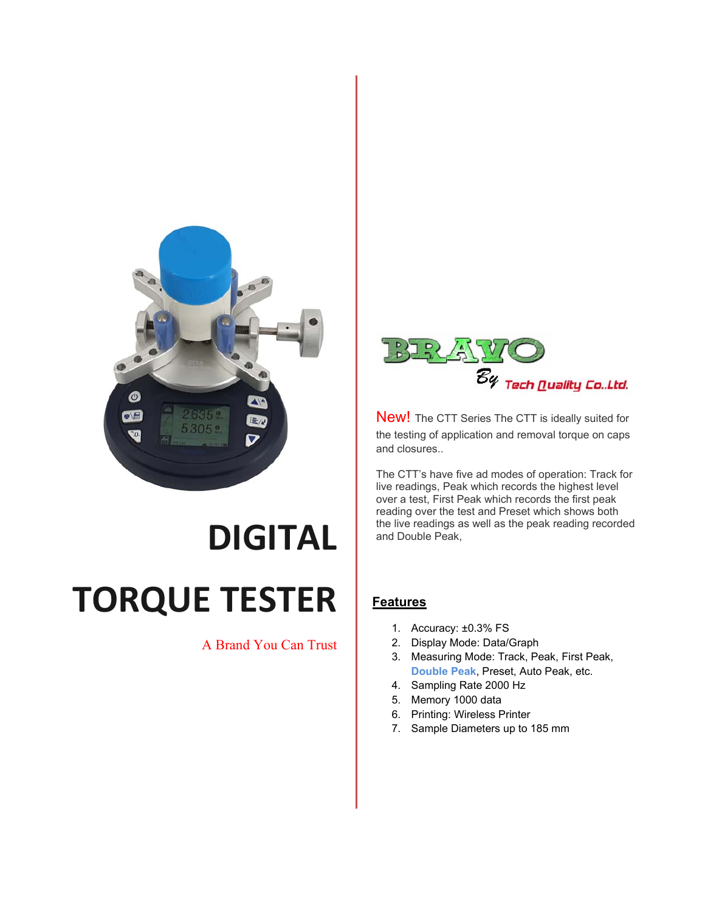# DIGITAL TORQUE TESTER

A Brand You Can Trust

BRAVO

By Tech Quality Co.,Ltd.

New! The CTT Series The CTT is ideally suited for the testing of application and removal torque on caps and closures..

The CTT's have five ad modes of operation: Track for live readings, Peak which records the highest level over a test, First Peak which records the first peak reading over the test and Preset which shows both the live readings as well as the peak reading recorded and Double Peak,

## Features

1. Accuracy: ±0.3% FS
2. Display Mode: Data/Graph
3. Measuring Mode: Track, Peak, First Peak, **Double Peak**, Preset, Auto Peak, etc.
4. Sampling Rate 2000 Hz
5. Memory 1000 data
6. Printing: Wireless Printer
7. Sample Diameters up to 185 mm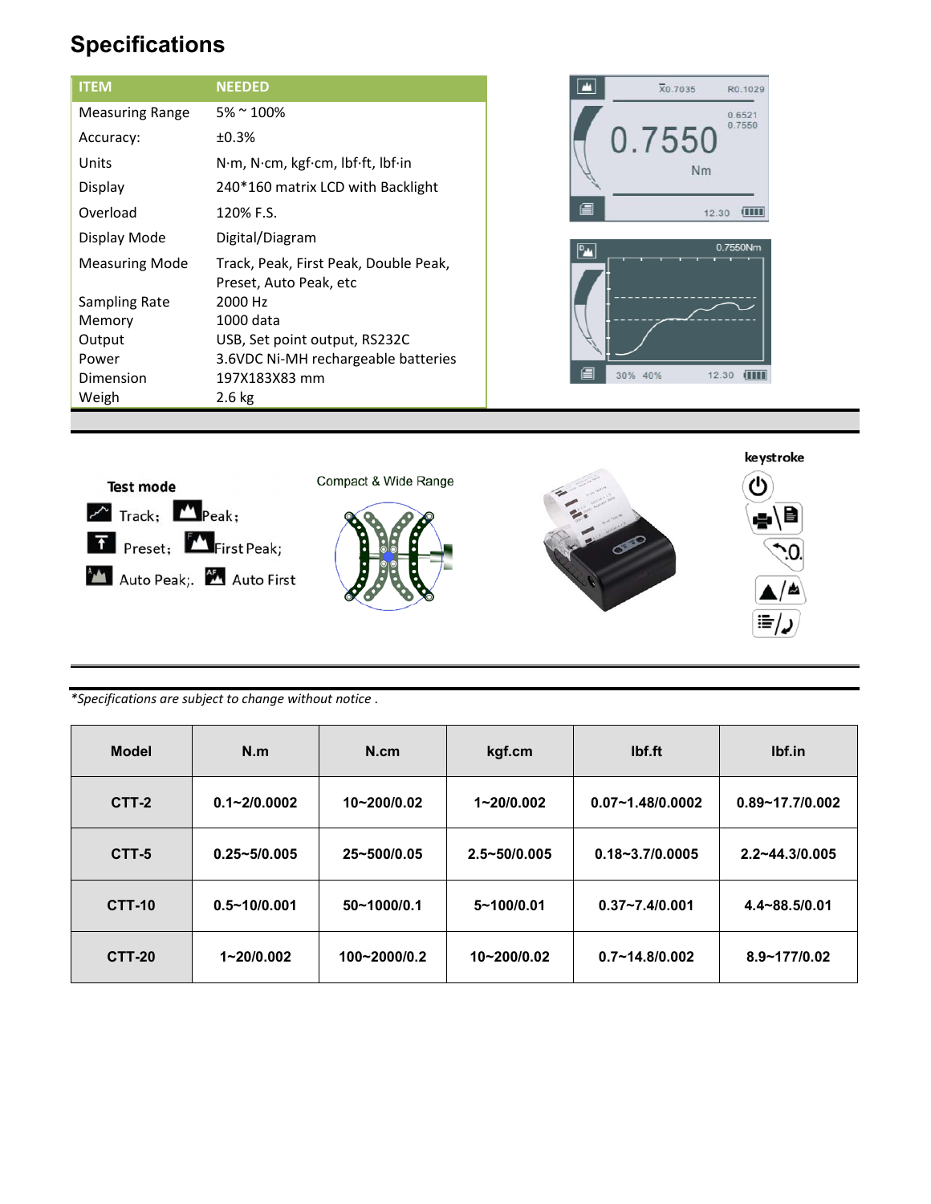# Specifications

| ITEM | NEEDED |
|---|---|
| Measuring Range | 5% ~ 100% |
| Accuracy: | ±0.3% |
| Units | N·m, N·cm, kgf·cm, lbf·ft, lbf·in |
| Display | 240*160 matrix LCD with Backlight |
| Overload | 120% F.S. |
| Display Mode | Digital/Diagram |
| Measuring Mode | Track, Peak, First Peak, Double Peak, Preset, Auto Peak, etc |
| Sampling Rate | 2000 Hz |
| Memory | 1000 data |
| Output | USB, Set point output, RS232C |
| Power | 3.6VDC Ni-MH rechargeable batteries |
| Dimension | 197X183X83 mm |
| Weigh | 2.6 kg |

X̄0.7035 R0.1029
0.6521
0.7550
0.7550
Nm
12.30

0.7550Nm
30% 40% 12.30

**Test mode**

Track; Peak;
Preset; First Peak;
Auto Peak;. Auto First

Compact & Wide Range

keystroke

*Specifications are subject to change without notice .*

| Model | N.m | N.cm | kgf.cm | lbf.ft | lbf.in |
|---|---|---|---|---|---|
| CTT-2 | 0.1~2/0.0002 | 10~200/0.02 | 1~20/0.002 | 0.07~1.48/0.0002 | 0.89~17.7/0.002 |
| CTT-5 | 0.25~5/0.005 | 25~500/0.05 | 2.5~50/0.005 | 0.18~3.7/0.0005 | 2.2~44.3/0.005 |
| CTT-10 | 0.5~10/0.001 | 50~1000/0.1 | 5~100/0.01 | 0.37~7.4/0.001 | 4.4~88.5/0.01 |
| CTT-20 | 1~20/0.002 | 100~2000/0.2 | 10~200/0.02 | 0.7~14.8/0.002 | 8.9~177/0.02 |